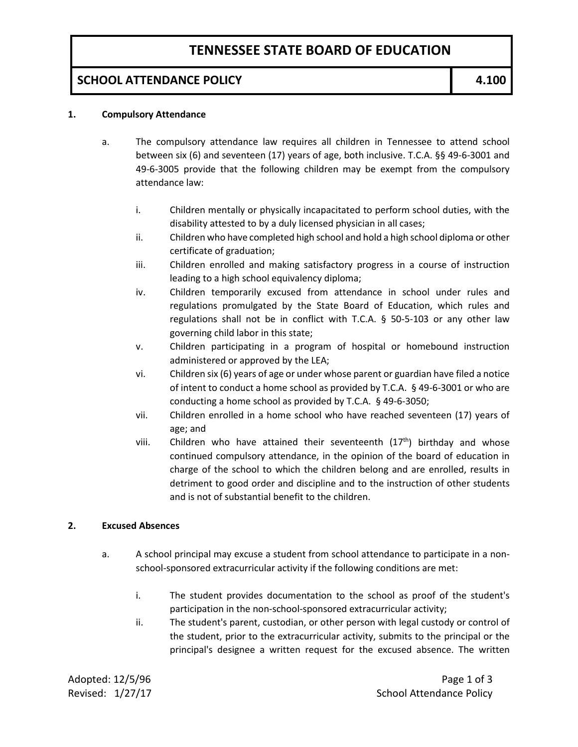# TENNESSEE STATE BOARD OF EDUCATION

## SCHOOL ATTENDANCE POLICY 4.100

### 1. Compulsory Attendance

a. The compulsory attendance law requires all children in Tennessee to attend school between six (6) and seventeen (17) years of age, both inclusive. T.C.A. §§ 49-6-3001 and 49-6-3005 provide that the following children may be exempt from the compulsory attendance law:

   i. Children mentally or physically incapacitated to perform school duties, with the disability attested to by a duly licensed physician in all cases;

   ii. Children who have completed high school and hold a high school diploma or other certificate of graduation;

   iii. Children enrolled and making satisfactory progress in a course of instruction leading to a high school equivalency diploma;

   iv. Children temporarily excused from attendance in school under rules and regulations promulgated by the State Board of Education, which rules and regulations shall not be in conflict with T.C.A. § 50-5-103 or any other law governing child labor in this state;

   v. Children participating in a program of hospital or homebound instruction administered or approved by the LEA;

   vi. Children six (6) years of age or under whose parent or guardian have filed a notice of intent to conduct a home school as provided by T.C.A. § 49-6-3001 or who are conducting a home school as provided by T.C.A. § 49-6-3050;

   vii. Children enrolled in a home school who have reached seventeen (17) years of age; and

   viii. Children who have attained their seventeenth (17th) birthday and whose continued compulsory attendance, in the opinion of the board of education in charge of the school to which the children belong and are enrolled, results in detriment to good order and discipline and to the instruction of other students and is not of substantial benefit to the children.

### 2. Excused Absences

a. A school principal may excuse a student from school attendance to participate in a non-school-sponsored extracurricular activity if the following conditions are met:

   i. The student provides documentation to the school as proof of the student's participation in the non-school-sponsored extracurricular activity;

   ii. The student's parent, custodian, or other person with legal custody or control of the student, prior to the extracurricular activity, submits to the principal or the principal's designee a written request for the excused absence. The written

Adopted: 12/5/96
Revised: 1/27/17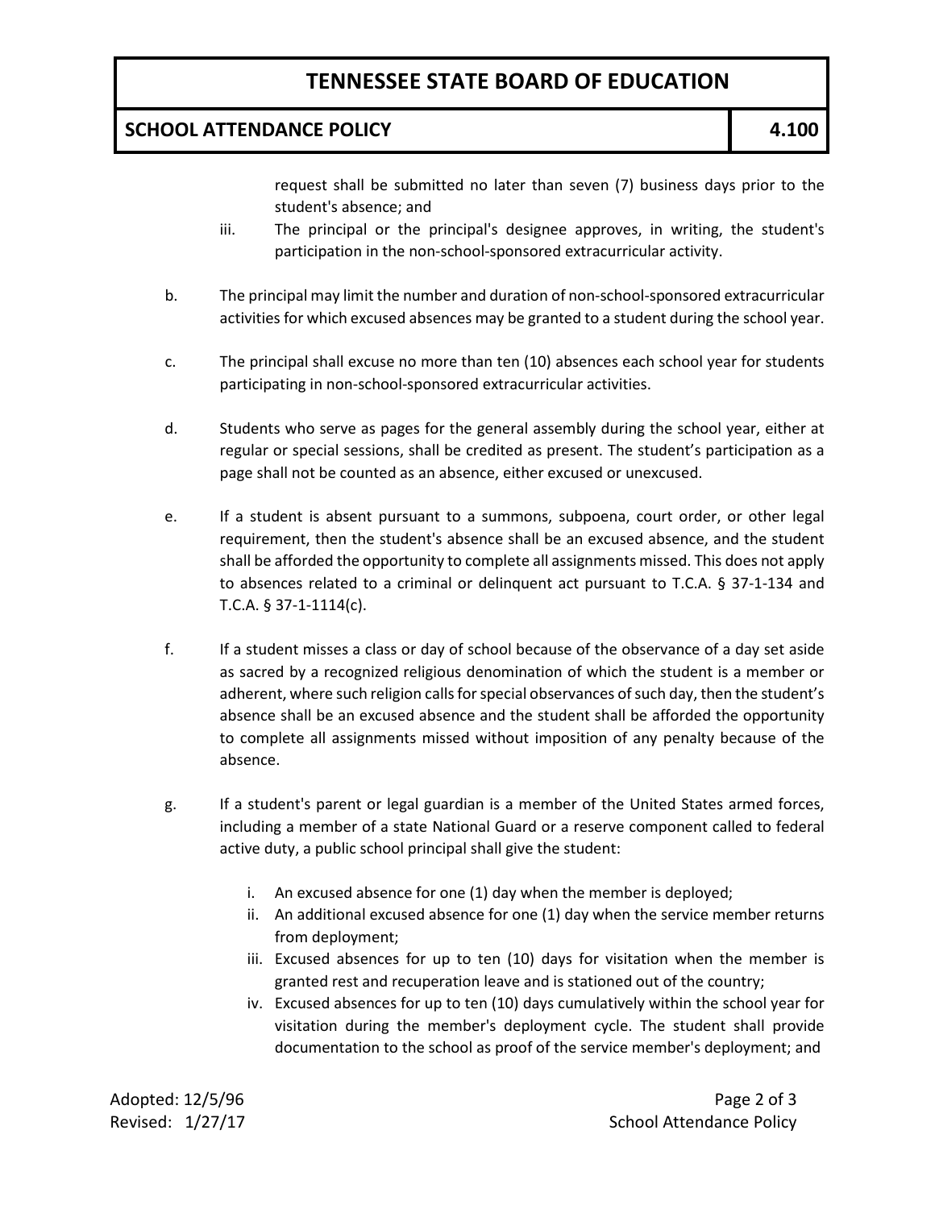request shall be submitted no later than seven (7) business days prior to the student's absence; and

iii. The principal or the principal's designee approves, in writing, the student's participation in the non-school-sponsored extracurricular activity.

b. The principal may limit the number and duration of non-school-sponsored extracurricular activities for which excused absences may be granted to a student during the school year.

c. The principal shall excuse no more than ten (10) absences each school year for students participating in non-school-sponsored extracurricular activities.

d. Students who serve as pages for the general assembly during the school year, either at regular or special sessions, shall be credited as present. The student's participation as a page shall not be counted as an absence, either excused or unexcused.

e. If a student is absent pursuant to a summons, subpoena, court order, or other legal requirement, then the student's absence shall be an excused absence, and the student shall be afforded the opportunity to complete all assignments missed. This does not apply to absences related to a criminal or delinquent act pursuant to T.C.A. § 37-1-134 and T.C.A. § 37-1-1114(c).

f. If a student misses a class or day of school because of the observance of a day set aside as sacred by a recognized religious denomination of which the student is a member or adherent, where such religion calls for special observances of such day, then the student's absence shall be an excused absence and the student shall be afforded the opportunity to complete all assignments missed without imposition of any penalty because of the absence.

g. If a student's parent or legal guardian is a member of the United States armed forces, including a member of a state National Guard or a reserve component called to federal active duty, a public school principal shall give the student:

   i. An excused absence for one (1) day when the member is deployed;
   ii. An additional excused absence for one (1) day when the service member returns from deployment;
   iii. Excused absences for up to ten (10) days for visitation when the member is granted rest and recuperation leave and is stationed out of the country;
   iv. Excused absences for up to ten (10) days cumulatively within the school year for visitation during the member's deployment cycle. The student shall provide documentation to the school as proof of the service member's deployment; and

Adopted: 12/5/96
Revised: 1/27/17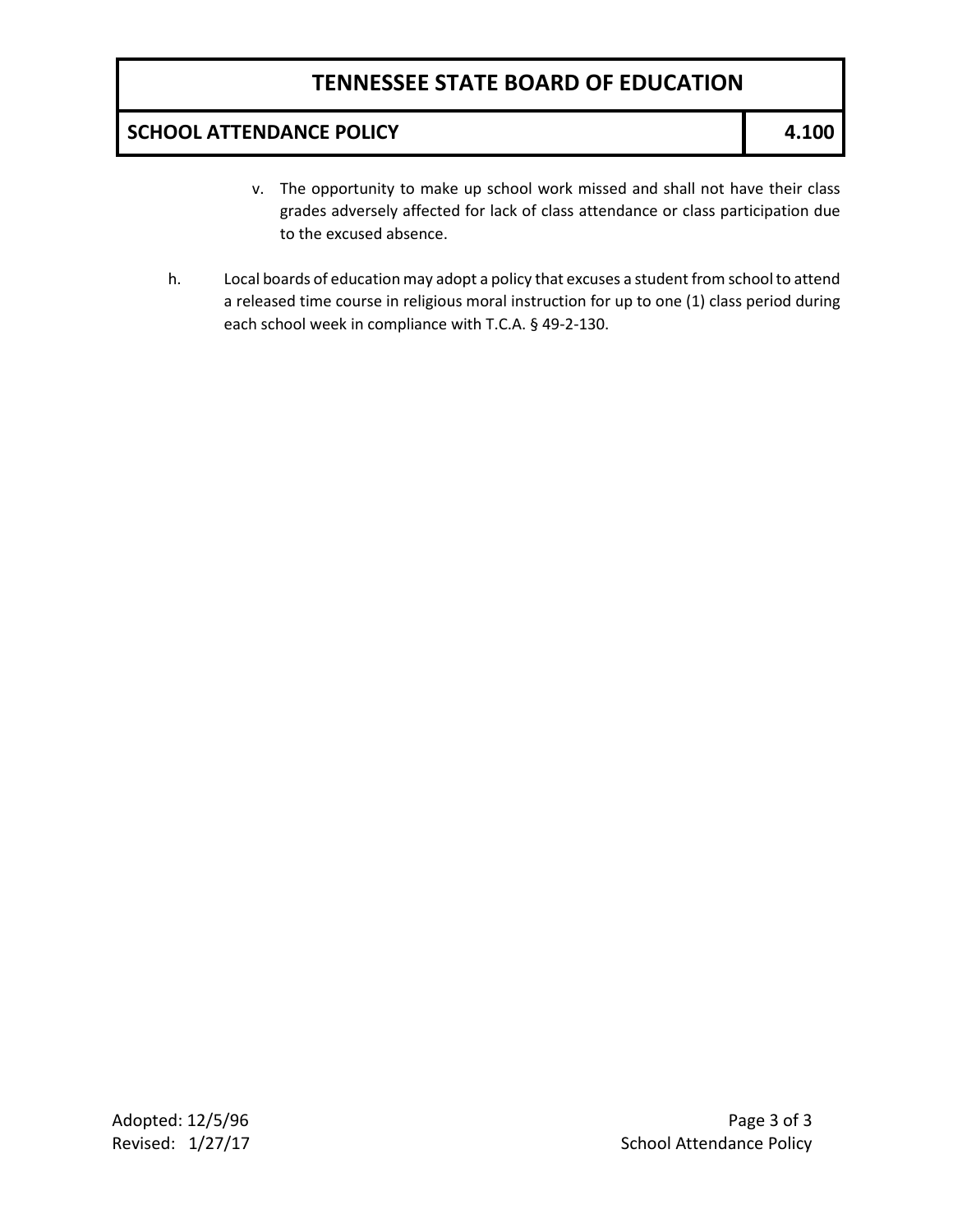v. The opportunity to make up school work missed and shall not have their class grades adversely affected for lack of class attendance or class participation due to the excused absence.

h. Local boards of education may adopt a policy that excuses a student from school to attend a released time course in religious moral instruction for up to one (1) class period during each school week in compliance with T.C.A. § 49-2-130.

Adopted: 12/5/96
Revised: 1/27/17